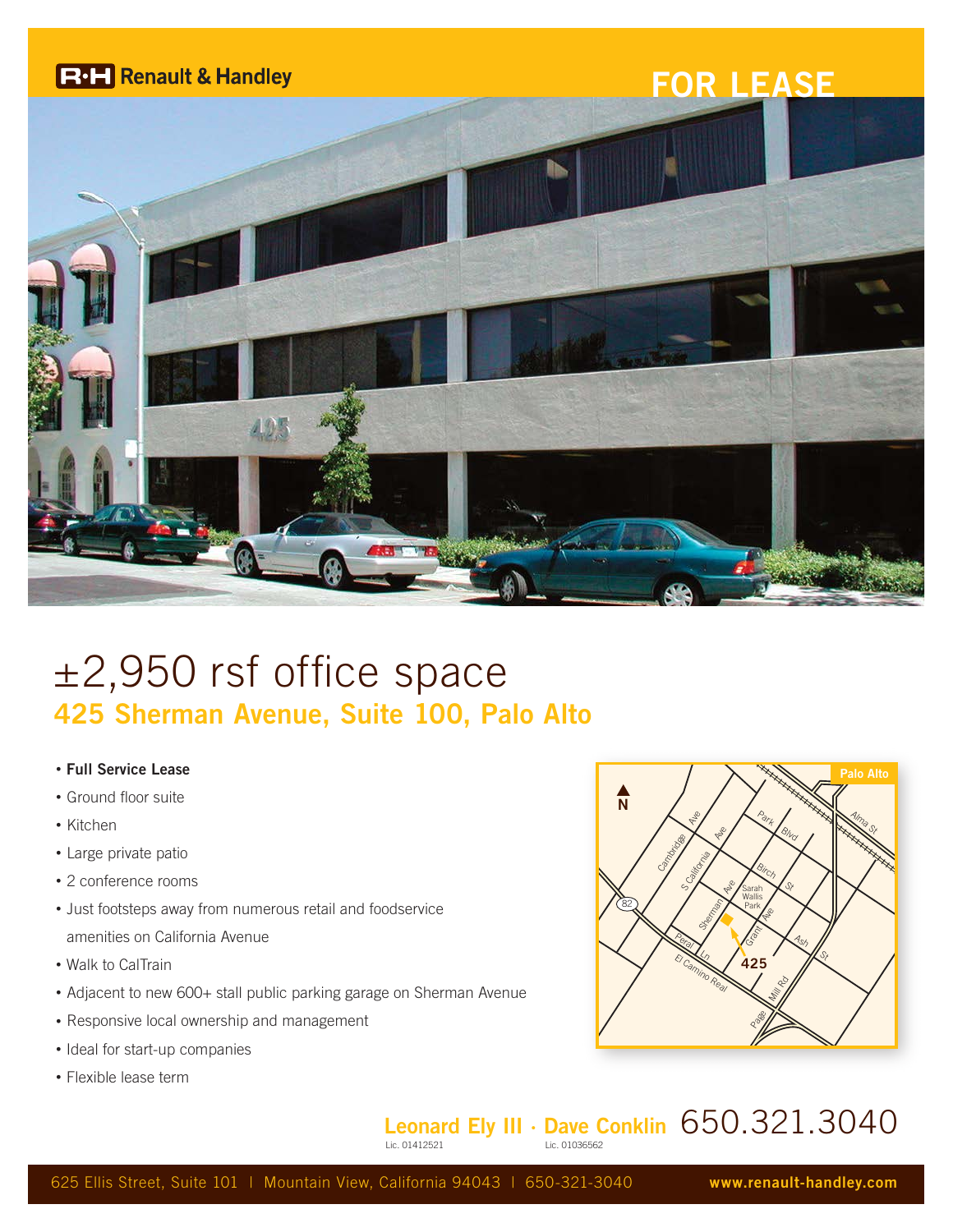R·H Renault & Handley

FOR LEASE

# ±2,950 rsf office space

## 425 Sherman Avenue, Suite 100, Palo Alto

- **Full Service Lease**
- Ground floor suite
- Kitchen
- Large private patio
- 2 conference rooms
- Just footsteps away from numerous retail and foodservice amenities on California Avenue
- Walk to CalTrain
- Adjacent to new 600+ stall public parking garage on Sherman Avenue
- Responsive local ownership and management
- Ideal for start-up companies
- Flexible lease term

**Leonard Ely III** · **Dave Conklin** 650.321.3040

Lic. 01412521 Lic. 01036562

625 Ellis Street, Suite 101 | Mountain View, California 94043 | 650-321-3040 **www.renault-handley.com**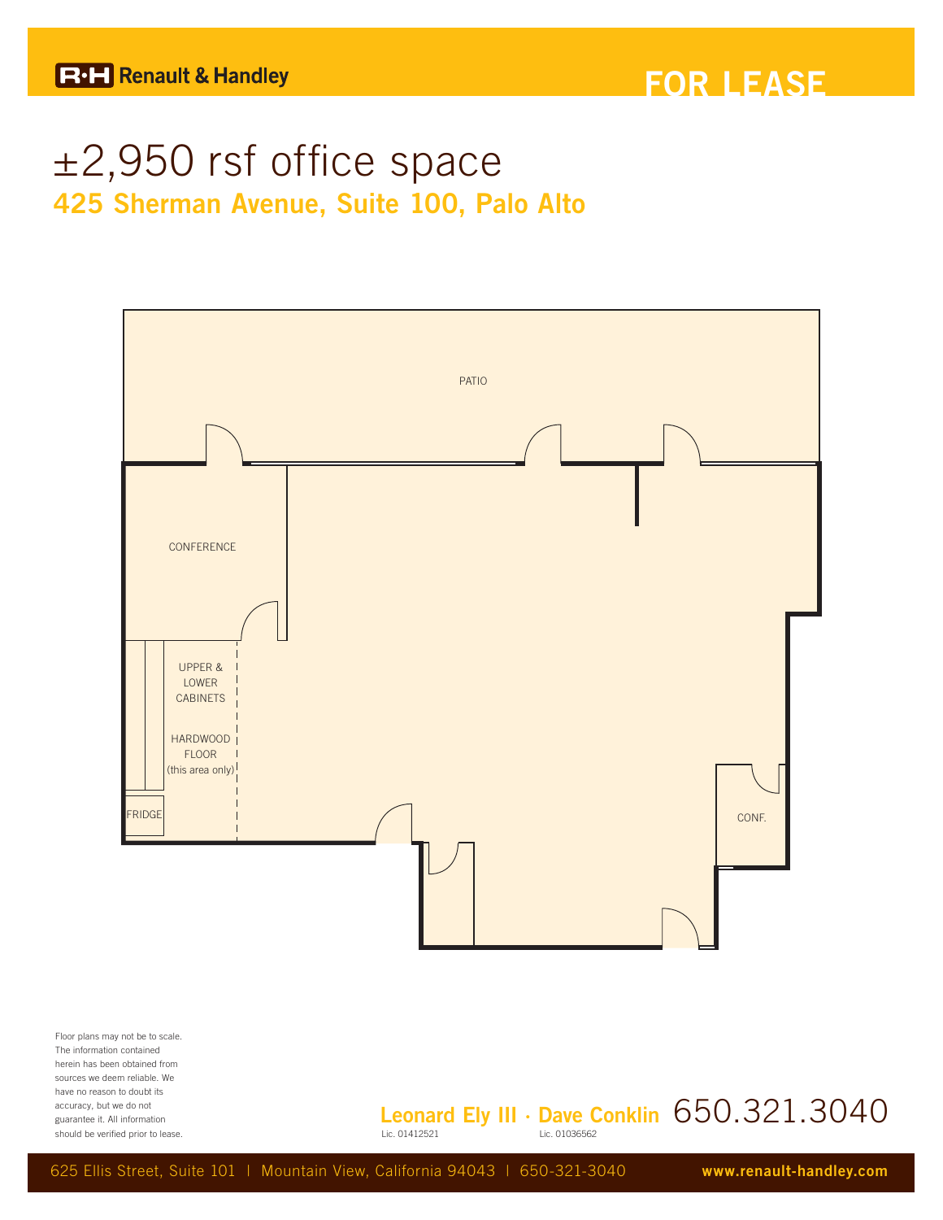Renault & Handley

# FOR LEASE

# ±2,950 rsf office space

## 425 Sherman Avenue, Suite 100, Palo Alto

PATIO

CONFERENCE

UPPER & LOWER CABINETS

HARDWOOD FLOOR (this area only)

FRIDGE

CONF.

Floor plans may not be to scale. The information contained herein has been obtained from sources we deem reliable. We have no reason to doubt its accuracy, but we do not guarantee it. All information should be verified prior to lease.

**Leonard Ely III** · **Dave Conklin** 650.321.3040

Lic. 01412521 Lic. 01036562

625 Ellis Street, Suite 101 | Mountain View, California 94043 | 650-321-3040 **www.renault-handley.com**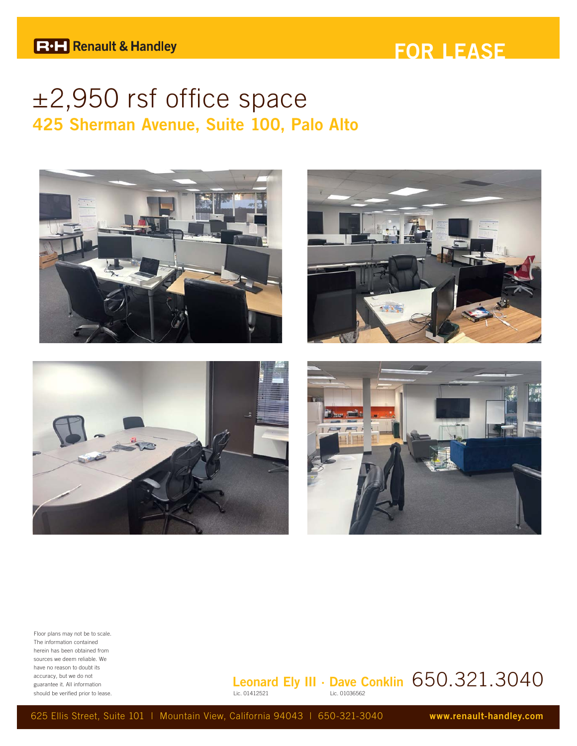Renault & Handley

FOR LEASE

# ±2,950 rsf office space

## 425 Sherman Avenue, Suite 100, Palo Alto

Floor plans may not be to scale. The information contained herein has been obtained from sources we deem reliable. We have no reason to doubt its accuracy, but we do not guarantee it. All information should be verified prior to lease.

**Leonard Ely III** · **Dave Conklin** 650.321.3040

Lic. 01412521 Lic. 01036562

625 Ellis Street, Suite 101 | Mountain View, California 94043 | 650-321-3040 **www.renault-handley.com**